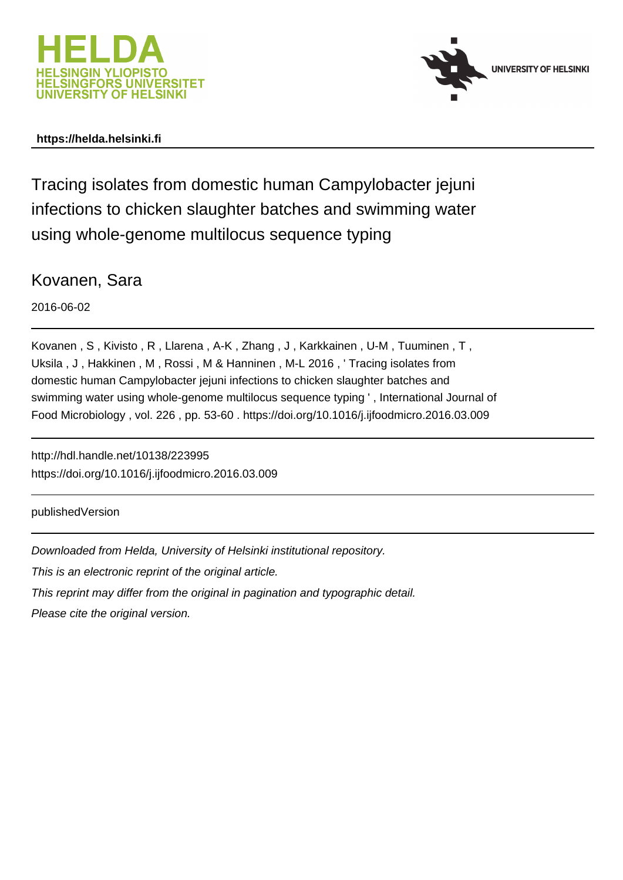HELDA
HELSINGIN YLIOPISTO
HELSINGFORS UNIVERSITET
UNIVERSITY OF HELSINKI

UNIVERSITY OF HELSINKI

**https://helda.helsinki.fi**

# Tracing isolates from domestic human Campylobacter jejuni infections to chicken slaughter batches and swimming water using whole-genome multilocus sequence typing

Kovanen, Sara

2016-06-02

Kovanen , S , Kivisto , R , Llarena , A-K , Zhang , J , Karkkainen , U-M , Tuuminen , T , Uksila , J , Hakkinen , M , Rossi , M & Hanninen , M-L 2016 , ' Tracing isolates from domestic human Campylobacter jejuni infections to chicken slaughter batches and swimming water using whole-genome multilocus sequence typing ' , International Journal of Food Microbiology , vol. 226 , pp. 53-60 . https://doi.org/10.1016/j.ijfoodmicro.2016.03.009

http://hdl.handle.net/10138/223995
https://doi.org/10.1016/j.ijfoodmicro.2016.03.009

publishedVersion

*Downloaded from Helda, University of Helsinki institutional repository.*
*This is an electronic reprint of the original article.*
*This reprint may differ from the original in pagination and typographic detail.*
*Please cite the original version.*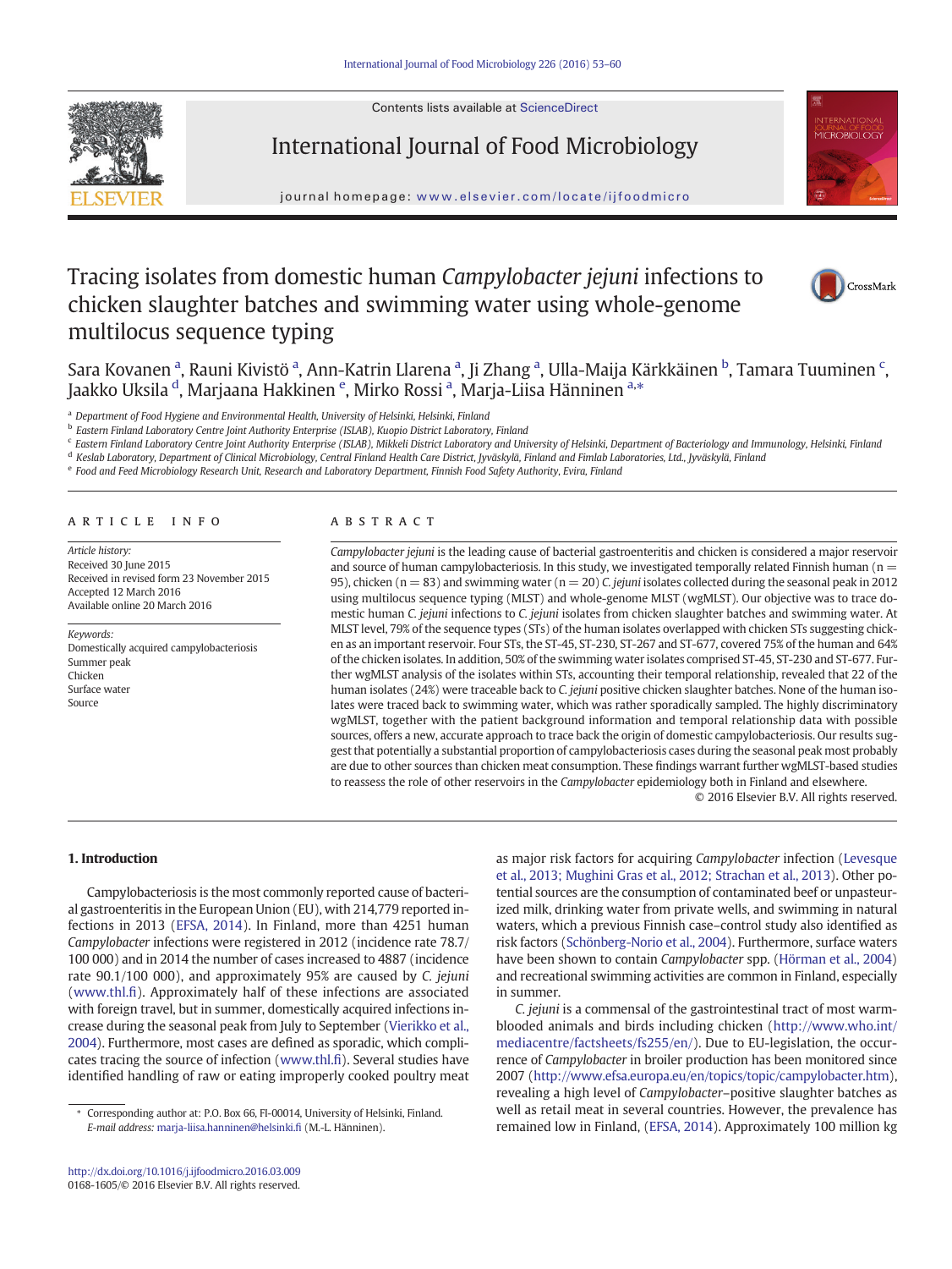# Tracing isolates from domestic human *Campylobacter jejuni* infections to chicken slaughter batches and swimming water using whole-genome multilocus sequence typing

Sara Kovanen [a], Rauni Kivistö [a], Ann-Katrin Llarena [a], Ji Zhang [a], Ulla-Maija Kärkkäinen [b], Tamara Tuuminen [c], Jaakko Uksila [d], Marjaana Hakkinen [e], Mirko Rossi [a], Marja-Liisa Hänninen [a,*]

[a] Department of Food Hygiene and Environmental Health, University of Helsinki, Helsinki, Finland
[b] Eastern Finland Laboratory Centre Joint Authority Enterprise (ISLAB), Kuopio District Laboratory, Finland
[c] Eastern Finland Laboratory Centre Joint Authority Enterprise (ISLAB), Mikkeli District Laboratory and University of Helsinki, Department of Bacteriology and Immunology, Helsinki, Finland
[d] Keslab Laboratory, Department of Clinical Microbiology, Central Finland Health Care District, Jyväskylä, Finland and Fimlab Laboratories, Ltd., Jyväskylä, Finland
[e] Food and Feed Microbiology Research Unit, Research and Laboratory Department, Finnish Food Safety Authority, Evira, Finland

## ARTICLE INFO

*Article history:*
Received 30 June 2015
Received in revised form 23 November 2015
Accepted 12 March 2016
Available online 20 March 2016

*Keywords:*
Domestically acquired campylobacteriosis
Summer peak
Chicken
Surface water
Source

## ABSTRACT

*Campylobacter jejuni* is the leading cause of bacterial gastroenteritis and chicken is considered a major reservoir and source of human campylobacteriosis. In this study, we investigated temporally related Finnish human (n = 95), chicken (n = 83) and swimming water (n = 20) *C. jejuni* isolates collected during the seasonal peak in 2012 using multilocus sequence typing (MLST) and whole-genome MLST (wgMLST). Our objective was to trace domestic human *C. jejuni* infections to *C. jejuni* isolates from chicken slaughter batches and swimming water. At MLST level, 79% of the sequence types (STs) of the human isolates overlapped with chicken STs suggesting chicken as an important reservoir. Four STs, the ST-45, ST-230, ST-267 and ST-677, covered 75% of the human and 64% of the chicken isolates. In addition, 50% of the swimming water isolates comprised ST-45, ST-230 and ST-677. Further wgMLST analysis of the isolates within STs, accounting their temporal relationship, revealed that 22 of the human isolates (24%) were traceable back to *C. jejuni* positive chicken slaughter batches. None of the human isolates were traced back to swimming water, which was rather sporadically sampled. The highly discriminatory wgMLST, together with the patient background information and temporal relationship data with possible sources, offers a new, accurate approach to trace back the origin of domestic campylobacteriosis. Our results suggest that potentially a substantial proportion of campylobacteriosis cases during the seasonal peak most probably are due to other sources than chicken meat consumption. These findings warrant further wgMLST-based studies to reassess the role of other reservoirs in the *Campylobacter* epidemiology both in Finland and elsewhere.

© 2016 Elsevier B.V. All rights reserved.

## 1. Introduction

Campylobacteriosis is the most commonly reported cause of bacterial gastroenteritis in the European Union (EU), with 214,779 reported infections in 2013 (EFSA, 2014). In Finland, more than 4251 human *Campylobacter* infections were registered in 2012 (incidence rate 78.7/100 000) and in 2014 the number of cases increased to 4887 (incidence rate 90.1/100 000), and approximately 95% are caused by *C. jejuni* (www.thl.fi). Approximately half of these infections are associated with foreign travel, but in summer, domestically acquired infections increase during the seasonal peak from July to September (Vierikko et al., 2004). Furthermore, most cases are defined as sporadic, which complicates tracing the source of infection (www.thl.fi). Several studies have identified handling of raw or eating improperly cooked poultry meat as major risk factors for acquiring *Campylobacter* infection (Levesque et al., 2013; Mughini Gras et al., 2012; Strachan et al., 2013). Other potential sources are the consumption of contaminated beef or unpasteurized milk, drinking water from private wells, and swimming in natural waters, which a previous Finnish case–control study also identified as risk factors (Schönberg-Norio et al., 2004). Furthermore, surface waters have been shown to contain *Campylobacter* spp. (Hörman et al., 2004) and recreational swimming activities are common in Finland, especially in summer.

*C. jejuni* is a commensal of the gastrointestinal tract of most warm-blooded animals and birds including chicken (http://www.who.int/mediacentre/factsheets/fs255/en/). Due to EU-legislation, the occurrence of *Campylobacter* in broiler production has been monitored since 2007 (http://www.efsa.europa.eu/en/topics/topic/campylobacter.htm), revealing a high level of *Campylobacter*–positive slaughter batches as well as retail meat in several countries. However, the prevalence has remained low in Finland, (EFSA, 2014). Approximately 100 million kg

\* Corresponding author at: P.O. Box 66, FI-00014, University of Helsinki, Finland.
*E-mail address:* marja-liisa.hanninen@helsinki.fi (M.-L. Hänninen).

http://dx.doi.org/10.1016/j.ijfoodmicro.2016.03.009
0168-1605/© 2016 Elsevier B.V. All rights reserved.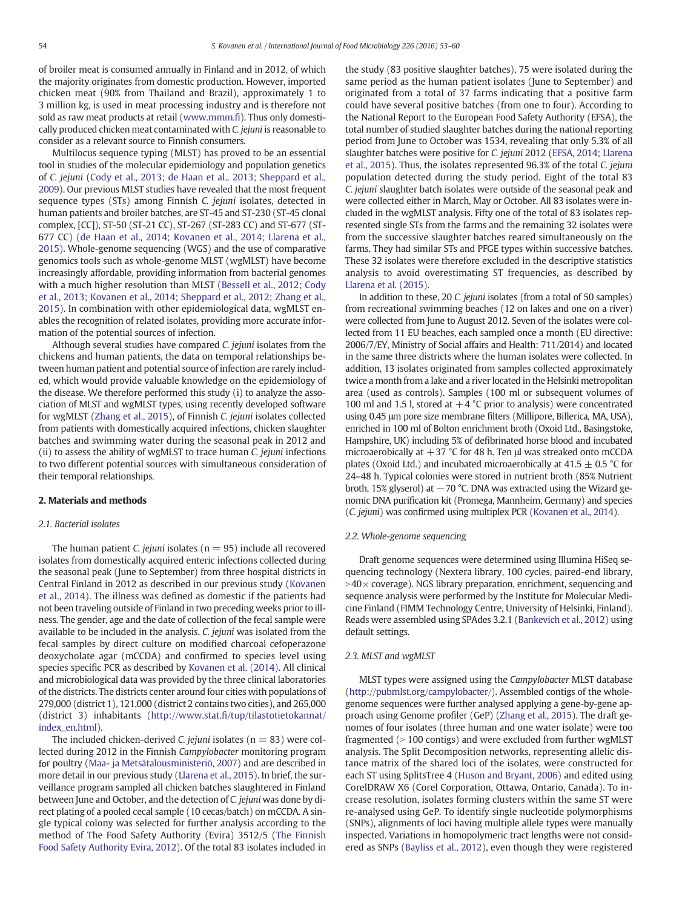of broiler meat is consumed annually in Finland and in 2012, of which the majority originates from domestic production. However, imported chicken meat (90% from Thailand and Brazil), approximately 1 to 3 million kg, is used in meat processing industry and is therefore not sold as raw meat products at retail (www.mmm.fi). Thus only domestically produced chicken meat contaminated with *C. jejuni* is reasonable to consider as a relevant source to Finnish consumers.

Multilocus sequence typing (MLST) has proved to be an essential tool in studies of the molecular epidemiology and population genetics of *C. jejuni* (Cody et al., 2013; de Haan et al., 2013; Sheppard et al., 2009). Our previous MLST studies have revealed that the most frequent sequence types (STs) among Finnish *C. jejuni* isolates, detected in human patients and broiler batches, are ST-45 and ST-230 (ST-45 clonal complex, [CC]), ST-50 (ST-21 CC), ST-267 (ST-283 CC) and ST-677 (ST-677 CC) (de Haan et al., 2014; Kovanen et al., 2014; Llarena et al., 2015). Whole-genome sequencing (WGS) and the use of comparative genomics tools such as whole-genome MLST (wgMLST) have become increasingly affordable, providing information from bacterial genomes with a much higher resolution than MLST (Bessell et al., 2012; Cody et al., 2013; Kovanen et al., 2014; Sheppard et al., 2012; Zhang et al., 2015). In combination with other epidemiological data, wgMLST enables the recognition of related isolates, providing more accurate information of the potential sources of infection.

Although several studies have compared *C. jejuni* isolates from the chickens and human patients, the data on temporal relationships between human patient and potential source of infection are rarely included, which would provide valuable knowledge on the epidemiology of the disease. We therefore performed this study (i) to analyze the association of MLST and wgMLST types, using recently developed software for wgMLST (Zhang et al., 2015), of Finnish *C. jejuni* isolates collected from patients with domestically acquired infections, chicken slaughter batches and swimming water during the seasonal peak in 2012 and (ii) to assess the ability of wgMLST to trace human *C. jejuni* infections to two different potential sources with simultaneous consideration of their temporal relationships.

## 2. Materials and methods

### 2.1. Bacterial isolates

The human patient *C. jejuni* isolates (n = 95) include all recovered isolates from domestically acquired enteric infections collected during the seasonal peak (June to September) from three hospital districts in Central Finland in 2012 as described in our previous study (Kovanen et al., 2014). The illness was defined as domestic if the patients had not been traveling outside of Finland in two preceding weeks prior to illness. The gender, age and the date of collection of the fecal sample were available to be included in the analysis. *C. jejuni* was isolated from the fecal samples by direct culture on modified charcoal cefoperazone deoxycholate agar (mCCDA) and confirmed to species level using species specific PCR as described by Kovanen et al. (2014). All clinical and microbiological data was provided by the three clinical laboratories of the districts. The districts center around four cities with populations of 279,000 (district 1), 121,000 (district 2 contains two cities), and 265,000 (district 3) inhabitants (http://www.stat.fi/tup/tilastotietokannat/index_en.html).

The included chicken-derived *C. jejuni* isolates (n = 83) were collected during 2012 in the Finnish *Campylobacter* monitoring program for poultry (Maa- ja Metsätalousministeriö, 2007) and are described in more detail in our previous study (Llarena et al., 2015). In brief, the surveillance program sampled all chicken batches slaughtered in Finland between June and October, and the detection of *C. jejuni* was done by direct plating of a pooled cecal sample (10 cecas/batch) on mCCDA. A single typical colony was selected for further analysis according to the method of The Food Safety Authority (Evira) 3512/5 (The Finnish Food Safety Authority Evira, 2012). Of the total 83 isolates included in the study (83 positive slaughter batches), 75 were isolated during the same period as the human patient isolates (June to September) and originated from a total of 37 farms indicating that a positive farm could have several positive batches (from one to four). According to the National Report to the European Food Safety Authority (EFSA), the total number of studied slaughter batches during the national reporting period from June to October was 1534, revealing that only 5.3% of all slaughter batches were positive for *C. jejuni* 2012 (EFSA, 2014; Llarena et al., 2015). Thus, the isolates represented 96.3% of the total *C. jejuni* population detected during the study period. Eight of the total 83 *C. jejuni* slaughter batch isolates were outside of the seasonal peak and were collected either in March, May or October. All 83 isolates were included in the wgMLST analysis. Fifty one of the total of 83 isolates represented single STs from the farms and the remaining 32 isolates were from the successive slaughter batches reared simultaneously on the farms. They had similar STs and PFGE types within successive batches. These 32 isolates were therefore excluded in the descriptive statistics analysis to avoid overestimating ST frequencies, as described by Llarena et al. (2015).

In addition to these, 20 *C. jejuni* isolates (from a total of 50 samples) from recreational swimming beaches (12 on lakes and one on a river) were collected from June to August 2012. Seven of the isolates were collected from 11 EU beaches, each sampled once a month (EU directive: 2006/7/EY, Ministry of Social affairs and Health: 711/2014) and located in the same three districts where the human isolates were collected. In addition, 13 isolates originated from samples collected approximately twice a month from a lake and a river located in the Helsinki metropolitan area (used as controls). Samples (100 ml or subsequent volumes of 100 ml and 1.5 l, stored at +4 °C prior to analysis) were concentrated using 0.45 μm pore size membrane filters (Millipore, Billerica, MA, USA), enriched in 100 ml of Bolton enrichment broth (Oxoid Ltd., Basingstoke, Hampshire, UK) including 5% of defibrinated horse blood and incubated microaerobically at +37 °C for 48 h. Ten μl was streaked onto mCCDA plates (Oxoid Ltd.) and incubated microaerobically at 41.5 ± 0.5 °C for 24–48 h. Typical colonies were stored in nutrient broth (85% Nutrient broth, 15% glyserol) at −70 °C. DNA was extracted using the Wizard genomic DNA purification kit (Promega, Mannheim, Germany) and species (*C. jejuni*) was confirmed using multiplex PCR (Kovanen et al., 2014).

### 2.2. Whole-genome sequencing

Draft genome sequences were determined using Illumina HiSeq sequencing technology (Nextera library, 100 cycles, paired-end library, >40× coverage). NGS library preparation, enrichment, sequencing and sequence analysis were performed by the Institute for Molecular Medicine Finland (FIMM Technology Centre, University of Helsinki, Finland). Reads were assembled using SPAdes 3.2.1 (Bankevich et al., 2012) using default settings.

### 2.3. MLST and wgMLST

MLST types were assigned using the *Campylobacter* MLST database (http://pubmlst.org/campylobacter/). Assembled contigs of the whole-genome sequences were further analysed applying a gene-by-gene approach using Genome profiler (GeP) (Zhang et al., 2015). The draft genomes of four isolates (three human and one water isolate) were too fragmented (> 100 contigs) and were excluded from further wgMLST analysis. The Split Decomposition networks, representing allelic distance matrix of the shared loci of the isolates, were constructed for each ST using SplitsTree 4 (Huson and Bryant, 2006) and edited using CorelDRAW X6 (Corel Corporation, Ottawa, Ontario, Canada). To increase resolution, isolates forming clusters within the same ST were re-analysed using GeP. To identify single nucleotide polymorphisms (SNPs), alignments of loci having multiple allele types were manually inspected. Variations in homopolymeric tract lengths were not considered as SNPs (Bayliss et al., 2012), even though they were registered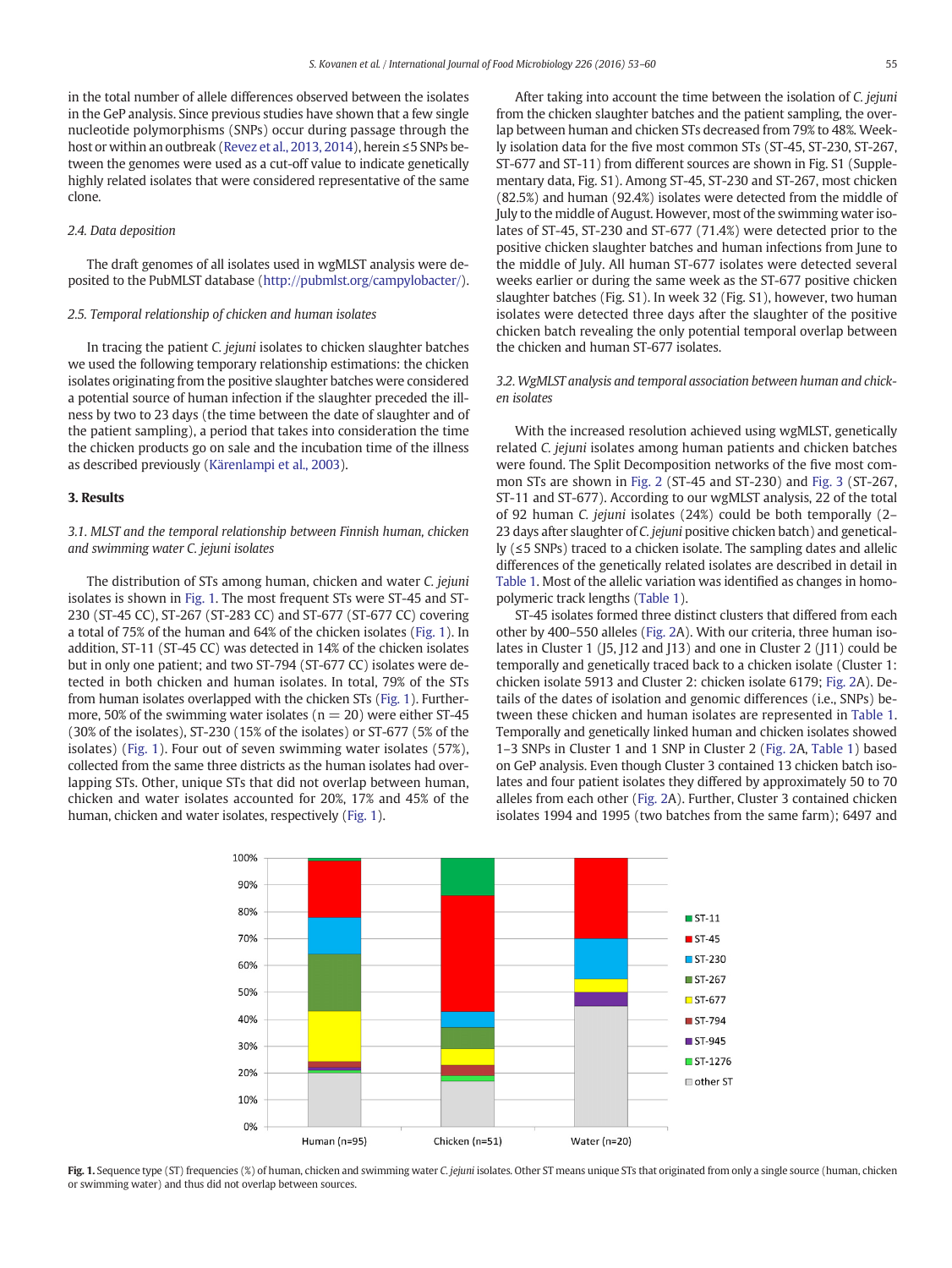in the total number of allele differences observed between the isolates in the GeP analysis. Since previous studies have shown that a few single nucleotide polymorphisms (SNPs) occur during passage through the host or within an outbreak (Revez et al., 2013, 2014), herein ≤5 SNPs between the genomes were used as a cut-off value to indicate genetically highly related isolates that were considered representative of the same clone.

### 2.4. Data deposition

The draft genomes of all isolates used in wgMLST analysis were deposited to the PubMLST database (http://pubmlst.org/campylobacter/).

### 2.5. Temporal relationship of chicken and human isolates

In tracing the patient *C. jejuni* isolates to chicken slaughter batches we used the following temporary relationship estimations: the chicken isolates originating from the positive slaughter batches were considered a potential source of human infection if the slaughter preceded the illness by two to 23 days (the time between the date of slaughter and of the patient sampling), a period that takes into consideration the time the chicken products go on sale and the incubation time of the illness as described previously (Kärenlampi et al., 2003).

## 3. Results

### 3.1. MLST and the temporal relationship between Finnish human, chicken and swimming water *C. jejuni* isolates

The distribution of STs among human, chicken and water *C. jejuni* isolates is shown in Fig. 1. The most frequent STs were ST-45 and ST-230 (ST-45 CC), ST-267 (ST-283 CC) and ST-677 (ST-677 CC) covering a total of 75% of the human and 64% of the chicken isolates (Fig. 1). In addition, ST-11 (ST-45 CC) was detected in 14% of the chicken isolates but in only one patient; and two ST-794 (ST-677 CC) isolates were detected in both chicken and human isolates. In total, 79% of the STs from human isolates overlapped with the chicken STs (Fig. 1). Furthermore, 50% of the swimming water isolates (n = 20) were either ST-45 (30% of the isolates), ST-230 (15% of the isolates) or ST-677 (5% of the isolates) (Fig. 1). Four out of seven swimming water isolates (57%), collected from the same three districts as the human isolates had overlapping STs. Other, unique STs that did not overlap between human, chicken and water isolates accounted for 20%, 17% and 45% of the human, chicken and water isolates, respectively (Fig. 1).

After taking into account the time between the isolation of *C. jejuni* from the chicken slaughter batches and the patient sampling, the overlap between human and chicken STs decreased from 79% to 48%. Weekly isolation data for the five most common STs (ST-45, ST-230, ST-267, ST-677 and ST-11) from different sources are shown in Fig. S1 (Supplementary data, Fig. S1). Among ST-45, ST-230 and ST-267, most chicken (82.5%) and human (92.4%) isolates were detected from the middle of July to the middle of August. However, most of the swimming water isolates of ST-45, ST-230 and ST-677 (71.4%) were detected prior to the positive chicken slaughter batches and human infections from June to the middle of July. All human ST-677 isolates were detected several weeks earlier or during the same week as the ST-677 positive chicken slaughter batches (Fig. S1). In week 32 (Fig. S1), however, two human isolates were detected three days after the slaughter of the positive chicken batch revealing the only potential temporal overlap between the chicken and human ST-677 isolates.

### 3.2. WgMLST analysis and temporal association between human and chicken isolates

With the increased resolution achieved using wgMLST, genetically related *C. jejuni* isolates among human patients and chicken batches were found. The Split Decomposition networks of the five most common STs are shown in Fig. 2 (ST-45, ST-230) and Fig. 3 (ST-267, ST-11 and ST-677). According to our wgMLST analysis, 22 of the total of 92 human *C. jejuni* isolates (24%) could be both temporally (2–23 days after slaughter of *C. jejuni* positive chicken batch) and genetically (≤5 SNPs) traced to a chicken isolate. The sampling dates and allelic differences of the genetically related isolates are described in detail in Table 1. Most of the allelic variation was identified as changes in homopolymeric track lengths (Table 1).

ST-45 isolates formed three distinct clusters that differed from each other by 400–550 alleles (Fig. 2A). With our criteria, three human isolates in Cluster 1 (J5, J12 and J13) and one in Cluster 2 (J11) could be temporally and genetically traced back to a chicken isolate (Cluster 1: chicken isolate 5913 and Cluster 2: chicken isolate 6179; Fig. 2A). Details of the dates of isolation and genomic differences (i.e., SNPs) between these chicken and human isolates are represented in Table 1. Temporally and genetically linked human and chicken isolates showed 1–3 SNPs in Cluster 1 and 1 SNP in Cluster 2 (Fig. 2A, Table 1) based on GeP analysis. Even though Cluster 3 contained 13 chicken batch isolates and four patient isolates they differed by approximately 50 to 70 alleles from each other (Fig. 2A). Further, Cluster 3 contained chicken isolates 1994 and 1995 (two batches from the same farm); 6497 and

**Fig. 1.** Sequence type (ST) frequencies (%) of human, chicken and swimming water *C. jejuni* isolates. Other ST means unique STs that originated from only a single source (human, chicken or swimming water) and thus did not overlap between sources.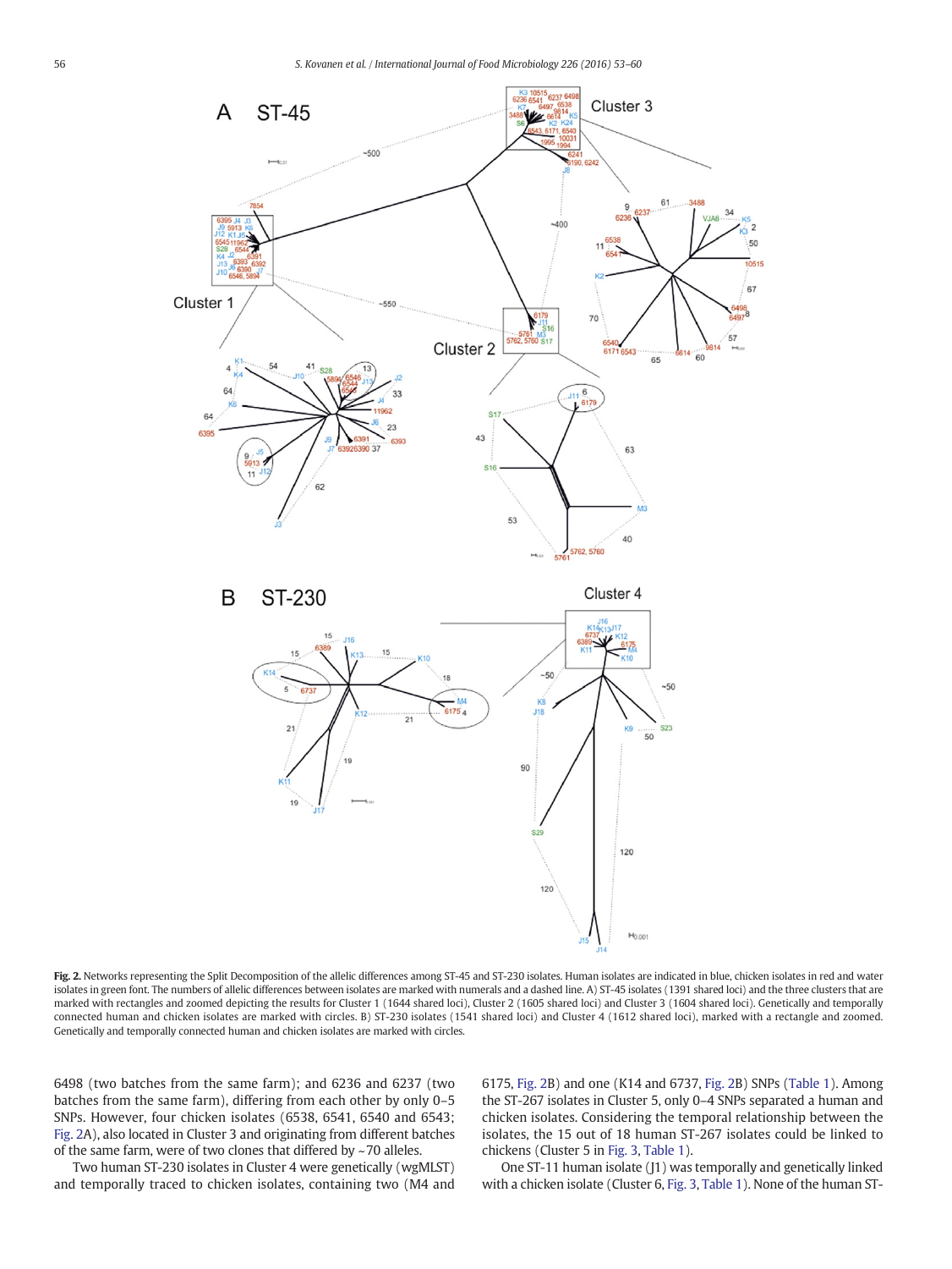Fig. 2. Networks representing the Split Decomposition of the allelic differences among ST-45 and ST-230 isolates. Human isolates are indicated in blue, chicken isolates in red and water isolates in green font. The numbers of allelic differences between isolates are marked with numerals and a dashed line. A) ST-45 isolates (1391 shared loci) and the three clusters that are marked with rectangles and zoomed depicting the results for Cluster 1 (1644 shared loci), Cluster 2 (1605 shared loci) and Cluster 3 (1604 shared loci). Genetically and temporally connected human and chicken isolates are marked with circles. B) ST-230 isolates (1541 shared loci) and Cluster 4 (1612 shared loci), marked with a rectangle and zoomed. Genetically and temporally connected human and chicken isolates are marked with circles.

6498 (two batches from the same farm); and 6236 and 6237 (two batches from the same farm), differing from each other by only 0–5 SNPs. However, four chicken isolates (6538, 6541, 6540 and 6543; Fig. 2A), also located in Cluster 3 and originating from different batches of the same farm, were of two clones that differed by ~70 alleles.

Two human ST-230 isolates in Cluster 4 were genetically (wgMLST) and temporally traced to chicken isolates, containing two (M4 and 6175, Fig. 2B) and one (K14 and 6737, Fig. 2B) SNPs (Table 1). Among the ST-267 isolates in Cluster 5, only 0–4 SNPs separated a human and chicken isolates. Considering the temporal relationship between the isolates, the 15 out of 18 human ST-267 isolates could be linked to chickens (Cluster 5 in Fig. 3, Table 1).

One ST-11 human isolate (J1) was temporally and genetically linked with a chicken isolate (Cluster 6, Fig. 3, Table 1). None of the human ST-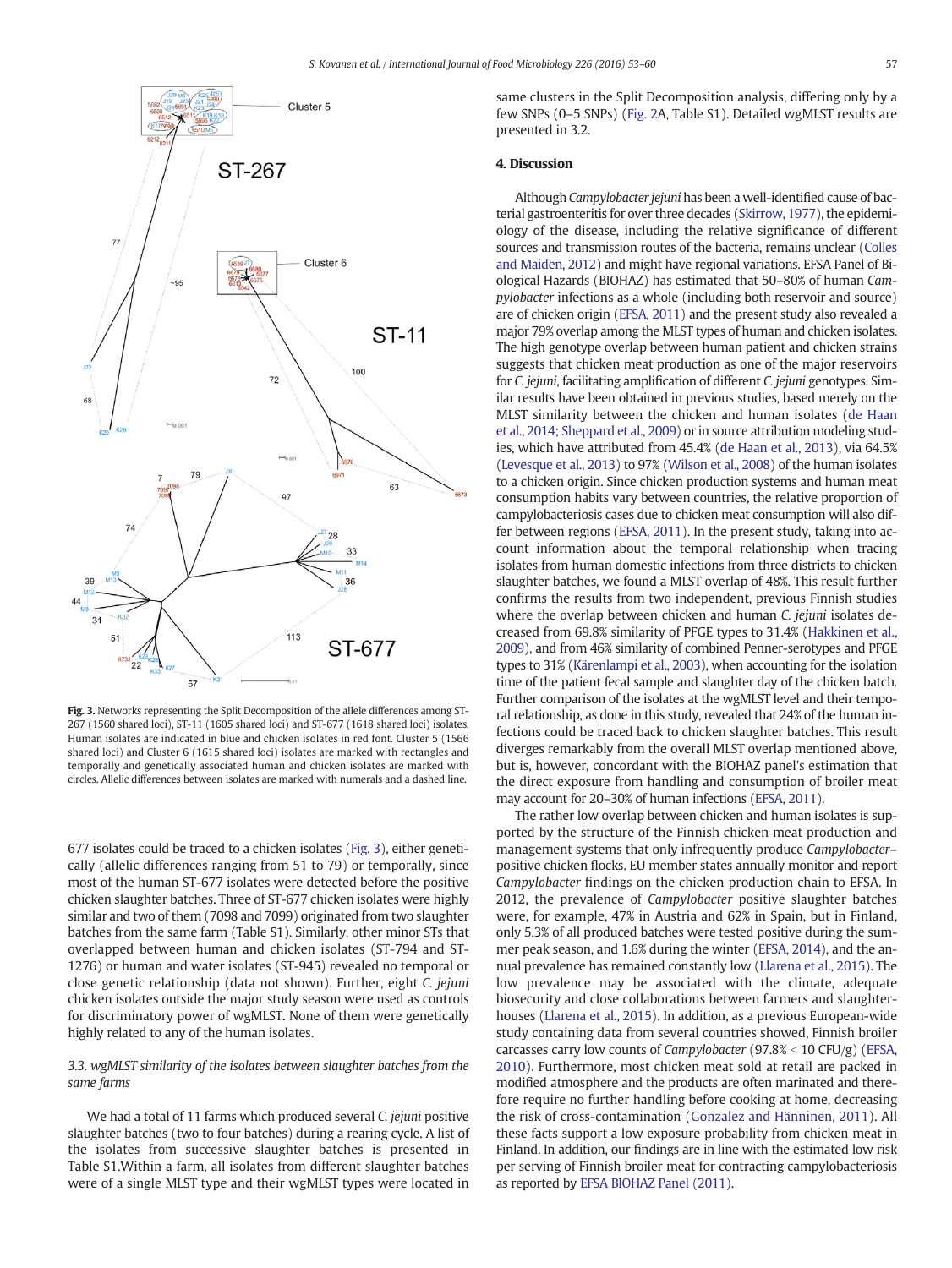Fig. 3. Networks representing the Split Decomposition of the allele differences among ST-267 (1560 shared loci), ST-11 (1605 shared loci) and ST-677 (1618 shared loci) isolates. Human isolates are indicated in blue and chicken isolates in red font. Cluster 5 (1566 shared loci) and Cluster 6 (1615 shared loci) isolates are marked with rectangles and temporally and genetically associated human and chicken isolates are marked with circles. Allelic differences between isolates are marked with numerals and a dashed line.

677 isolates could be traced to a chicken isolates (Fig. 3), either genetically (allelic differences ranging from 51 to 79) or temporally, since most of the human ST-677 isolates were detected before the positive chicken slaughter batches. Three of ST-677 chicken isolates were highly similar and two of them (7098 and 7099) originated from two slaughter batches from the same farm (Table S1). Similarly, other minor STs that overlapped between human and chicken isolates (ST-794 and ST-1276) or human and water isolates (ST-945) revealed no temporal or close genetic relationship (data not shown). Further, eight *C. jejuni* chicken isolates outside the major study season were used as controls for discriminatory power of wgMLST. None of them were genetically highly related to any of the human isolates.

### 3.3. wgMLST similarity of the isolates between slaughter batches from the same farms

We had a total of 11 farms which produced several *C. jejuni* positive slaughter batches (two to four batches) during a rearing cycle. A list of the isolates from successive slaughter batches is presented in Table S1.Within a farm, all isolates from different slaughter batches were of a single MLST type and their wgMLST types were located in same clusters in the Split Decomposition analysis, differing only by a few SNPs (0–5 SNPs) (Fig. 2A, Table S1). Detailed wgMLST results are presented in 3.2.

## 4. Discussion

Although *Campylobacter jejuni* has been a well-identified cause of bacterial gastroenteritis for over three decades (Skirrow, 1977), the epidemiology of the disease, including the relative significance of different sources and transmission routes of the bacteria, remains unclear (Colles and Maiden, 2012) and might have regional variations. EFSA Panel of Biological Hazards (BIOHAZ) has estimated that 50–80% of human *Campylobacter* infections as a whole (including both reservoir and source) are of chicken origin (EFSA, 2011) and the present study also revealed a major 79% overlap among the MLST types of human and chicken isolates. The high genotype overlap between human patient and chicken strains suggests that chicken meat production as one of the major reservoirs for *C. jejuni*, facilitating amplification of different *C. jejuni* genotypes. Similar results have been obtained in previous studies, based merely on the MLST similarity between the chicken and human isolates (de Haan et al., 2014; Sheppard et al., 2009) or in source attribution modeling studies, which have attributed from 45.4% (de Haan et al., 2013), via 64.5% (Levesque et al., 2013) to 97% (Wilson et al., 2008) of the human isolates to a chicken origin. Since chicken production systems and human meat consumption habits vary between countries, the relative proportion of campylobacteriosis cases due to chicken meat consumption will also differ between regions (EFSA, 2011). In the present study, taking into account information about the temporal relationship when tracing isolates from human domestic infections from three districts to chicken slaughter batches, we found a MLST overlap of 48%. This result further confirms the results from two independent, previous Finnish studies where the overlap between chicken and human *C. jejuni* isolates decreased from 69.8% similarity of PFGE types to 31.4% (Hakkinen et al., 2009), and from 46% similarity of combined Penner-serotypes and PFGE types to 31% (Kärenlampi et al., 2003), when accounting for the isolation time of the patient fecal sample and slaughter day of the chicken batch. Further comparison of the isolates at the wgMLST level and their temporal relationship, as done in this study, revealed that 24% of the human infections could be traced back to chicken slaughter batches. This result diverges remarkably from the overall MLST overlap mentioned above, but is, however, concordant with the BIOHAZ panel's estimation that the direct exposure from handling and consumption of broiler meat may account for 20–30% of human infections (EFSA, 2011).

The rather low overlap between chicken and human isolates is supported by the structure of the Finnish chicken meat production and management systems that only infrequently produce *Campylobacter*–positive chicken flocks. EU member states annually monitor and report *Campylobacter* findings on the chicken production chain to EFSA. In 2012, the prevalence of *Campylobacter* positive slaughter batches were, for example, 47% in Austria and 62% in Spain, but in Finland, only 5.3% of all produced batches were tested positive during the summer peak season, and 1.6% during the winter (EFSA, 2014), and the annual prevalence has remained constantly low (Llarena et al., 2015). The low prevalence may be associated with the climate, adequate biosecurity and close collaborations between farmers and slaughterhouses (Llarena et al., 2015). In addition, as a previous European-wide study containing data from several countries showed, Finnish broiler carcasses carry low counts of *Campylobacter* (97.8% < 10 CFU/g) (EFSA, 2010). Furthermore, most chicken meat sold at retail are packed in modified atmosphere and the products are often marinated and therefore require no further handling before cooking at home, decreasing the risk of cross-contamination (Gonzalez and Hänninen, 2011). All these facts support a low exposure probability from chicken meat in Finland. In addition, our findings are in line with the estimated low risk per serving of Finnish broiler meat for contracting campylobacteriosis as reported by EFSA BIOHAZ Panel (2011).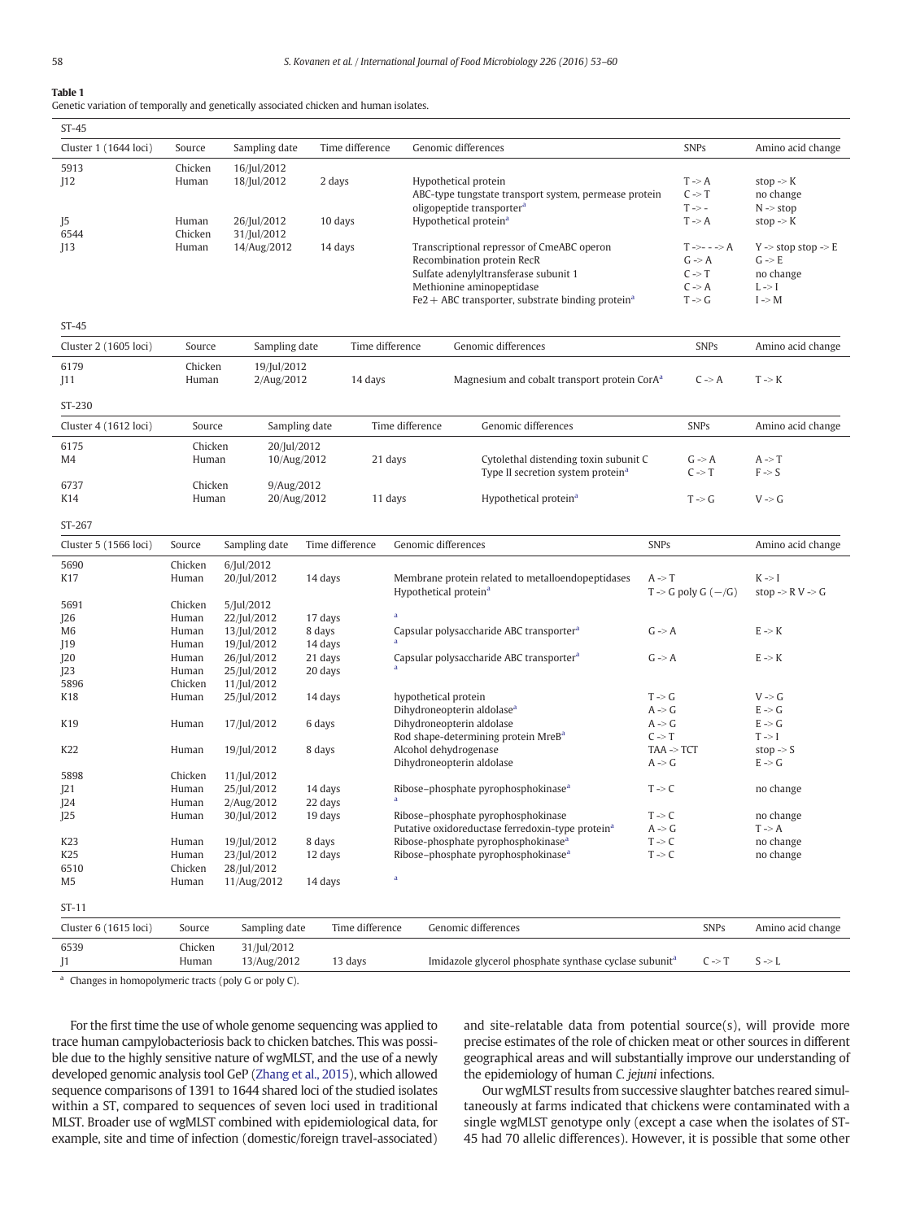**Table 1**
Genetic variation of temporally and genetically associated chicken and human isolates.

| ST-45 | | | | | | |
|---|---|---|---|---|---|---|
| Cluster 1 (1644 loci) | Source | Sampling date | Time difference | Genomic differences | SNPs | Amino acid change |
| 5913 | Chicken | 16/Jul/2012 | | | | |
| J12 | Human | 18/Jul/2012 | 2 days | Hypothetical protein | T -> A | stop -> K |
| | | | | ABC-type tungstate transport system, permease protein | C -> T | no change |
| | | | | oligopeptide transporter[a] | T -> - | N -> stop |
| J5 | Human | 26/Jul/2012 | 10 days | Hypothetical protein[a] | T -> A | stop -> K |
| 6544 | Chicken | 31/Jul/2012 | | | | |
| J13 | Human | 14/Aug/2012 | 14 days | Transcriptional repressor of CmeABC operon | T ->- - -> A | Y -> stop stop -> E |
| | | | | Recombination protein RecR | G -> A | G -> E |
| | | | | Sulfate adenylyltransferase subunit 1 | C -> T | no change |
| | | | | Methionine aminopeptidase | C -> A | L -> I |
| | | | | Fe2 + ABC transporter, substrate binding protein[a] | T -> G | I -> M |

| ST-45 | | | | | | |
|---|---|---|---|---|---|---|
| Cluster 2 (1605 loci) | Source | Sampling date | Time difference | Genomic differences | SNPs | Amino acid change |
| 6179 | Chicken | 19/Jul/2012 | | | | |
| J11 | Human | 2/Aug/2012 | 14 days | Magnesium and cobalt transport protein CorA[a] | C -> A | T -> K |

| ST-230 | | | | | | |
|---|---|---|---|---|---|---|
| Cluster 4 (1612 loci) | Source | Sampling date | Time difference | Genomic differences | SNPs | Amino acid change |
| 6175 | Chicken | 20/Jul/2012 | | | | |
| M4 | Human | 10/Aug/2012 | 21 days | Cytolethal distending toxin subunit C | G -> A | A -> T |
| | | | | Type II secretion system protein[a] | C -> T | F -> S |
| 6737 | Chicken | 9/Aug/2012 | | | | |
| K14 | Human | 20/Aug/2012 | 11 days | Hypothetical protein[a] | T -> G | V -> G |

| ST-267 | | | | | | |
|---|---|---|---|---|---|---|
| Cluster 5 (1566 loci) | Source | Sampling date | Time difference | Genomic differences | SNPs | Amino acid change |
| 5690 | Chicken | 6/Jul/2012 | | | | |
| K17 | Human | 20/Jul/2012 | 14 days | Membrane protein related to metalloendopeptidases | A -> T | K -> I |
| | | | | Hypothetical protein[a] | T -> G poly G (−/G) | stop -> R V -> G |
| 5691 | Chicken | 5/Jul/2012 | | | | |
| J26 | Human | 22/Jul/2012 | 17 days | [a] | | |
| M6 | Human | 13/Jul/2012 | 8 days | Capsular polysaccharide ABC transporter[a] | G -> A | E -> K |
| J19 | Human | 19/Jul/2012 | 14 days | [a] | | |
| J20 | Human | 26/Jul/2012 | 21 days | Capsular polysaccharide ABC transporter[a] | G -> A | E -> K |
| J23 | Human | 25/Jul/2012 | 20 days | [a] | | |
| 5896 | Chicken | 11/Jul/2012 | | | | |
| K18 | Human | 25/Jul/2012 | 14 days | hypothetical protein | T -> G | V -> G |
| | | | | Dihydroneopterin aldolase[a] | A -> G | E -> G |
| K19 | Human | 17/Jul/2012 | 6 days | Dihydroneopterin aldolase | A -> G | E -> G |
| | | | | Rod shape-determining protein MreB[a] | C -> T | T -> I |
| K22 | Human | 19/Jul/2012 | 8 days | Alcohol dehydrogenase | TAA -> TCT | stop -> S |
| | | | | Dihydroneopterin aldolase | A -> G | E -> G |
| 5898 | Chicken | 11/Jul/2012 | | | | |
| J21 | Human | 25/Jul/2012 | 14 days | Ribose–phosphate pyrophosphokinase[a] | T -> C | no change |
| J24 | Human | 2/Aug/2012 | 22 days | [a] | | |
| J25 | Human | 30/Jul/2012 | 19 days | Ribose–phosphate pyrophosphokinase | T -> C | no change |
| | | | | Putative oxidoreductase ferredoxin-type protein[a] | A -> G | T -> A |
| K23 | Human | 19/Jul/2012 | 8 days | Ribose–phosphate pyrophosphokinase[a] | T -> C | no change |
| K25 | Human | 23/Jul/2012 | 12 days | Ribose–phosphate pyrophosphokinase[a] | T -> C | no change |
| 6510 | Chicken | 28/Jul/2012 | | | | |
| M5 | Human | 11/Aug/2012 | 14 days | [a] | | |

| ST-11 | | | | | | |
|---|---|---|---|---|---|---|
| Cluster 6 (1615 loci) | Source | Sampling date | Time difference | Genomic differences | SNPs | Amino acid change |
| 6539 | Chicken | 31/Jul/2012 | | | | |
| J1 | Human | 13/Aug/2012 | 13 days | Imidazole glycerol phosphate synthase cyclase subunit[a] | C -> T | S -> L |

[a] Changes in homopolymeric tracts (poly G or poly C).

For the first time the use of whole genome sequencing was applied to trace human campylobacteriosis back to chicken batches. This was possible due to the highly sensitive nature of wgMLST, and the use of a newly developed genomic analysis tool GeP (Zhang et al., 2015), which allowed sequence comparisons of 1391 to 1644 shared loci of the studied isolates within a ST, compared to sequences of seven loci used in traditional MLST. Broader use of wgMLST combined with epidemiological data, for example, site and time of infection (domestic/foreign travel-associated) and site-relatable data from potential source(s), will provide more precise estimates of the role of chicken meat or other sources in different geographical areas and will substantially improve our understanding of the epidemiology of human *C. jejuni* infections.

Our wgMLST results from successive slaughter batches reared simultaneously at farms indicated that chickens were contaminated with a single wgMLST genotype only (except a case when the isolates of ST-45 had 70 allelic differences). However, it is possible that some other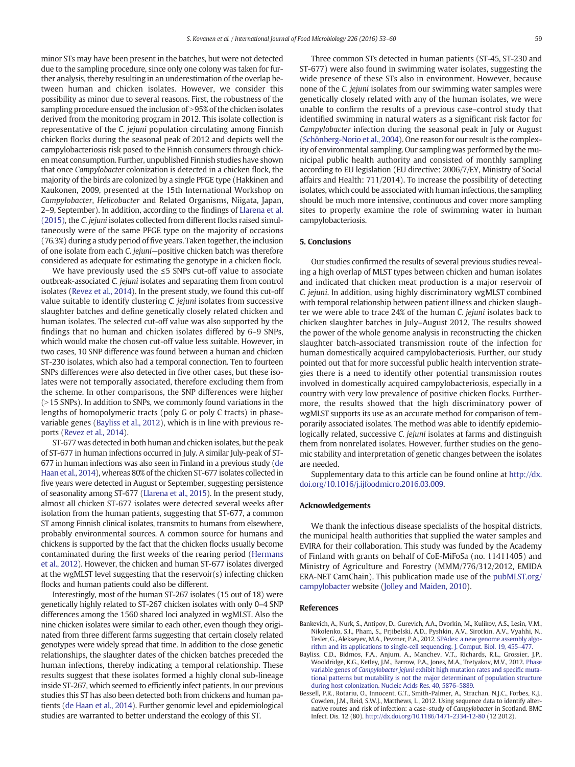minor STs may have been present in the batches, but were not detected due to the sampling procedure, since only one colony was taken for further analysis, thereby resulting in an underestimation of the overlap between human and chicken isolates. However, we consider this possibility as minor due to several reasons. First, the robustness of the sampling procedure ensued the inclusion of >95% of the chicken isolates derived from the monitoring program in 2012. This isolate collection is representative of the *C. jejuni* population circulating among Finnish chicken flocks during the seasonal peak of 2012 and depicts well the campylobacteriosis risk posed to the Finnish consumers through chicken meat consumption. Further, unpublished Finnish studies have shown that once *Campylobacter* colonization is detected in a chicken flock, the majority of the birds are colonized by a single PFGE type (Hakkinen and Kaukonen, 2009, presented at the 15th International Workshop on *Campylobacter*, *Helicobacter* and Related Organisms, Niigata, Japan, 2–9, September). In addition, according to the findings of Llarena et al. (2015), the *C. jejuni* isolates collected from different flocks raised simultaneously were of the same PFGE type on the majority of occasions (76.3%) during a study period of five years. Taken together, the inclusion of one isolate from each *C. jejuni*—positive chicken batch was therefore considered as adequate for estimating the genotype in a chicken flock.

We have previously used the ≤5 SNPs cut-off value to associate outbreak-associated *C. jejuni* isolates and separating them from control isolates (Revez et al., 2014). In the present study, we found this cut-off value suitable to identify clustering *C. jejuni* isolates from successive slaughter batches and define genetically closely related chicken and human isolates. The selected cut-off value was also supported by the findings that no human and chicken isolates differed by 6–9 SNPs, which would make the chosen cut-off value less suitable. However, in two cases, 10 SNP difference was found between a human and chicken ST-230 isolates, which also had a temporal connection. Ten to fourteen SNPs differences were also detected in five other cases, but these isolates were not temporally associated, therefore excluding them from the scheme. In other comparisons, the SNP differences were higher (>15 SNPs). In addition to SNPs, we commonly found variations in the lengths of homopolymeric tracts (poly G or poly C tracts) in phase-variable genes (Bayliss et al., 2012), which is in line with previous reports (Revez et al., 2014).

ST-677 was detected in both human and chicken isolates, but the peak of ST-677 in human infections occurred in July. A similar July-peak of ST-677 in human infections was also seen in Finland in a previous study (de Haan et al., 2014), whereas 80% of the chicken ST-677 isolates collected in five years were detected in August or September, suggesting persistence of seasonality among ST-677 (Llarena et al., 2015). In the present study, almost all chicken ST-677 isolates were detected several weeks after isolation from the human patients, suggesting that ST-677, a common ST among Finnish clinical isolates, transmits to humans from elsewhere, probably environmental sources. A common source for humans and chickens is supported by the fact that the chicken flocks usually become contaminated during the first weeks of the rearing period (Hermans et al., 2012). However, the chicken and human ST-677 isolates diverged at the wgMLST level suggesting that the reservoir(s) infecting chicken flocks and human patients could also be different.

Interestingly, most of the human ST-267 isolates (15 out of 18) were genetically highly related to ST-267 chicken isolates with only 0–4 SNP differences among the 1560 shared loci analyzed in wgMLST. Also the nine chicken isolates were similar to each other, even though they originated from three different farms suggesting that certain closely related genotypes were widely spread that time. In addition to the close genetic relationships, the slaughter dates of the chicken batches preceded the human infections, thereby indicating a temporal relationship. These results suggest that these isolates formed a highly clonal sub-lineage inside ST-267, which seemed to efficiently infect patients. In our previous studies this ST has also been detected both from chickens and human patients (de Haan et al., 2014). Further genomic level and epidemiological studies are warranted to better understand the ecology of this ST.

Three common STs detected in human patients (ST-45, ST-230 and ST-677) were also found in swimming water isolates, suggesting the wide presence of these STs also in environment. However, because none of the *C. jejuni* isolates from our swimming water samples were genetically closely related with any of the human isolates, we were unable to confirm the results of a previous case–control study that identified swimming in natural waters as a significant risk factor for *Campylobacter* infection during the seasonal peak in July or August (Schönberg-Norio et al., 2004). One reason for our result is the complexity of environmental sampling. Our sampling was performed by the municipal public health authority and consisted of monthly sampling according to EU legislation (EU directive: 2006/7/EY, Ministry of Social affairs and Health: 711/2014). To increase the possibility of detecting isolates, which could be associated with human infections, the sampling should be much more intensive, continuous and cover more sampling sites to properly examine the role of swimming water in human campylobacteriosis.

## 5. Conclusions

Our studies confirmed the results of several previous studies revealing a high overlap of MLST types between chicken and human isolates and indicated that chicken meat production is a major reservoir of *C. jejuni*. In addition, using highly discriminatory wgMLST combined with temporal relationship between patient illness and chicken slaughter we were able to trace 24% of the human *C. jejuni* isolates back to chicken slaughter batches in July–August 2012. The results showed the power of the whole genome analysis in reconstructing the chicken slaughter batch-associated transmission route of the infection for human domestically acquired campylobacteriosis. Further, our study pointed out that for more successful public health intervention strategies there is a need to identify other potential transmission routes involved in domestically acquired campylobacteriosis, especially in a country with very low prevalence of positive chicken flocks. Furthermore, the results showed that the high discriminatory power of wgMLST supports its use as an accurate method for comparison of temporarily associated isolates. The method was able to identify epidemiologically related, successive *C. jejuni* isolates at farms and distinguish them from nonrelated isolates. However, further studies on the genomic stability and interpretation of genetic changes between the isolates are needed.

Supplementary data to this article can be found online at http://dx.doi.org/10.1016/j.ijfoodmicro.2016.03.009.

## Acknowledgements

We thank the infectious disease specialists of the hospital districts, the municipal health authorities that supplied the water samples and EVIRA for their collaboration. This study was funded by the Academy of Finland with grants on behalf of CoE-MiFoSa (no. 11411405) and Ministry of Agriculture and Forestry (MMM/776/312/2012, EMIDA ERA-NET CamChain). This publication made use of the pubMLST.org/campylobacter website (Jolley and Maiden, 2010).

## References

Bankevich, A., Nurk, S., Antipov, D., Gurevich, A.A., Dvorkin, M., Kulikov, A.S., Lesin, V.M., Nikolenko, S.I., Pham, S., Prjibelski, A.D., Pyshkin, A.V., Sirotkin, A.V., Vyahhi, N., Tesler, G., Alekseyev, M.A., Pevzner, P.A., 2012. SPAdes: a new genome assembly algorithm and its applications to single-cell sequencing. J. Comput. Biol. 19, 455–477.

Bayliss, C.D., Bidmos, F.A., Anjum, A., Manchev, V.T., Richards, R.L., Grossier, J.P., Wooldridge, K.G., Ketley, J.M., Barrow, P.A., Jones, M.A., Tretyakov, M.V., 2012. Phase variable genes of *Campylobacter jejuni* exhibit high mutation rates and specific mutational patterns but mutability is not the major determinant of population structure during host colonization. Nucleic Acids Res. 40, 5876–5889.

Bessell, P.R., Rotariu, O., Innocent, G.T., Smith-Palmer, A., Strachan, N.J.C., Forbes, K.J., Cowden, J.M., Reid, S.W.J., Matthews, L., 2012. Using sequence data to identify alternative routes and risk of infection: a case–study of *Campylobacter* in Scotland. BMC Infect. Dis. 12 (80). http://dx.doi.org/10.1186/1471-2334-12-80 (12 2012).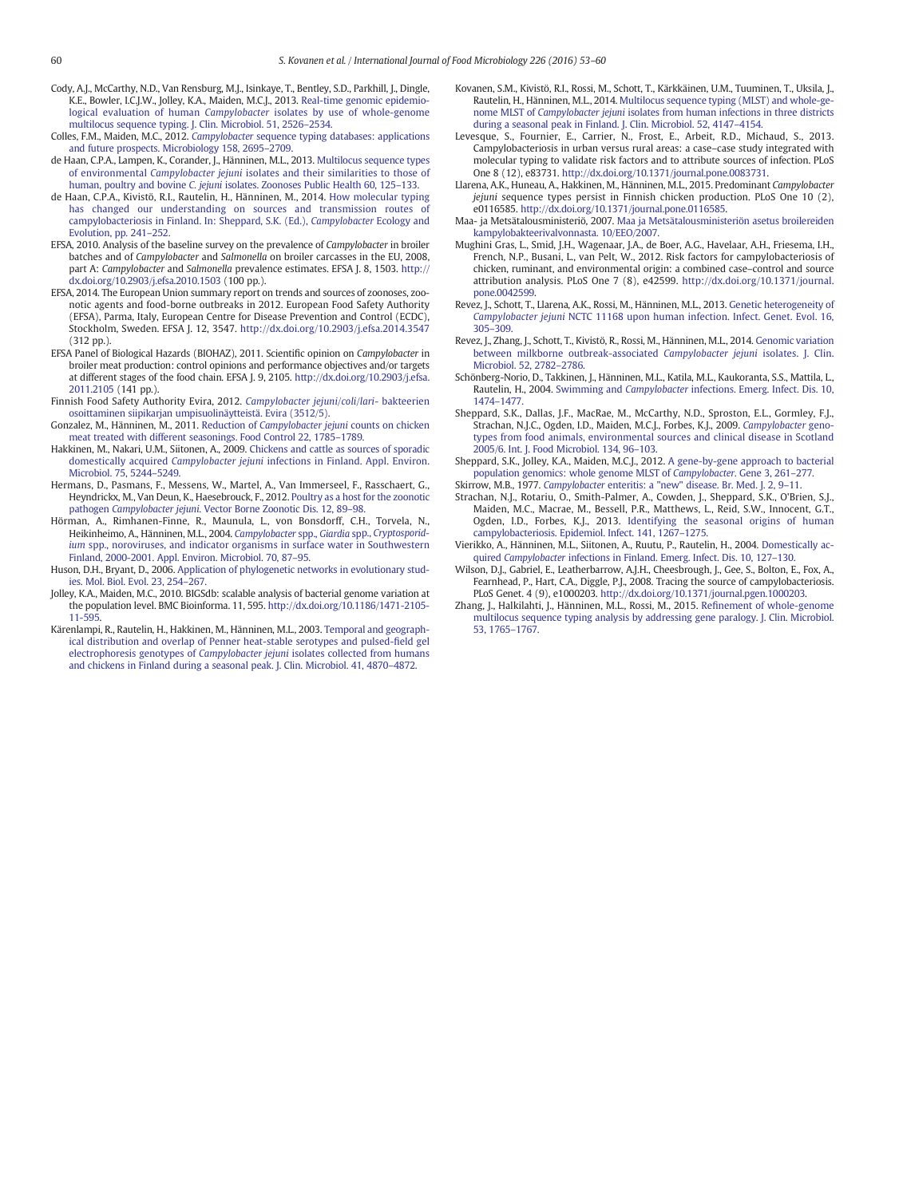Cody, A.J., McCarthy, N.D., Van Rensburg, M.J., Isinkaye, T., Bentley, S.D., Parkhill, J., Dingle, K.E., Bowler, I.C.J.W., Jolley, K.A., Maiden, M.C.J., 2013. Real-time genomic epidemiological evaluation of human *Campylobacter* isolates by use of whole-genome multilocus sequence typing. J. Clin. Microbiol. 51, 2526–2534.

Colles, F.M., Maiden, M.C., 2012. *Campylobacter* sequence typing databases: applications and future prospects. Microbiology 158, 2695–2709.

de Haan, C.P.A., Lampen, K., Corander, J., Hänninen, M.L., 2013. Multilocus sequence types of environmental *Campylobacter jejuni* isolates and their similarities to those of human, poultry and bovine *C. jejuni* isolates. Zoonoses Public Health 60, 125–133.

de Haan, C.P.A., Kivistö, R.I., Rautelin, H., Hänninen, M., 2014. How molecular typing has changed our understanding on sources and transmission routes of campylobacteriosis in Finland. In: Sheppard, S.K. (Ed.), *Campylobacter* Ecology and Evolution, pp. 241–252.

EFSA, 2010. Analysis of the baseline survey on the prevalence of *Campylobacter* in broiler batches and of *Campylobacter* and *Salmonella* on broiler carcasses in the EU, 2008, part A: *Campylobacter* and *Salmonella* prevalence estimates. EFSA J. 8, 1503. http://dx.doi.org/10.2903/j.efsa.2010.1503 (100 pp.).

EFSA, 2014. The European Union summary report on trends and sources of zoonoses, zoonotic agents and food-borne outbreaks in 2012. European Food Safety Authority (EFSA), Parma, Italy, European Centre for Disease Prevention and Control (ECDC), Stockholm, Sweden. EFSA J. 12, 3547. http://dx.doi.org/10.2903/j.efsa.2014.3547 (312 pp.).

EFSA Panel of Biological Hazards (BIOHAZ), 2011. Scientific opinion on *Campylobacter* in broiler meat production: control opinions and performance objectives and/or targets at different stages of the food chain. EFSA J. 9, 2105. http://dx.doi.org/10.2903/j.efsa.2011.2105 (141 pp.).

Finnish Food Safety Authority Evira, 2012. *Campylobacter jejuni/coli/lari*- bakteerien osoittaminen siipikarjan umpisuolinäytteistä. Evira (3512/5).

Gonzalez, M., Hänninen, M., 2011. Reduction of *Campylobacter jejuni* counts on chicken meat treated with different seasonings. Food Control 22, 1785–1789.

Hakkinen, M., Nakari, U.M., Siitonen, A., 2009. Chickens and cattle as sources of sporadic domestically acquired *Campylobacter jejuni* infections in Finland. Appl. Environ. Microbiol. 75, 5244–5249.

Hermans, D., Pasmans, F., Messens, W., Martel, A., Van Immerseel, F., Rasschaert, G., Heyndrickx, M., Van Deun, K., Haesebrouck, F., 2012. Poultry as a host for the zoonotic pathogen *Campylobacter jejuni*. Vector Borne Zoonotic Dis. 12, 89–98.

Hörman, A., Rimhanen-Finne, R., Maunula, L., von Bonsdorff, C.H., Torvela, N., Heikinheimo, A., Hänninen, M.L., 2004. *Campylobacter* spp., *Giardia* spp., *Cryptosporidium* spp., noroviruses, and indicator organisms in surface water in Southwestern Finland, 2000-2001. Appl. Environ. Microbiol. 70, 87–95.

Huson, D.H., Bryant, D., 2006. Application of phylogenetic networks in evolutionary studies. Mol. Biol. Evol. 23, 254–267.

Jolley, K.A., Maiden, M.C., 2010. BIGSdb: scalable analysis of bacterial genome variation at the population level. BMC Bioinforma. 11, 595. http://dx.doi.org/10.1186/1471-2105-11-595.

Kärenlampi, R., Rautelin, H., Hakkinen, M., Hänninen, M.L., 2003. Temporal and geographical distribution and overlap of Penner heat-stable serotypes and pulsed-field gel electrophoresis genotypes of *Campylobacter jejuni* isolates collected from humans and chickens in Finland during a seasonal peak. J. Clin. Microbiol. 41, 4870–4872.

Kovanen, S.M., Kivistö, R.I., Rossi, M., Schott, T., Kärkkäinen, U.M., Tuuminen, T., Uksila, J., Rautelin, H., Hänninen, M.L., 2014. Multilocus sequence typing (MLST) and whole-genome MLST of *Campylobacter jejuni* isolates from human infections in three districts during a seasonal peak in Finland. J. Clin. Microbiol. 52, 4147–4154.

Levesque, S., Fournier, E., Carrier, N., Frost, E., Arbeit, R.D., Michaud, S., 2013. Campylobacteriosis in urban versus rural areas: a case–case study integrated with molecular typing to validate risk factors and to attribute sources of infection. PLoS One 8 (12), e83731. http://dx.doi.org/10.1371/journal.pone.0083731.

Llarena, A.K., Huneau, A., Hakkinen, M., Hänninen, M.L., 2015. Predominant *Campylobacter jejuni* sequence types persist in Finnish chicken production. PLoS One 10 (2), e0116585. http://dx.doi.org/10.1371/journal.pone.0116585.

Maa- ja Metsätalousministeriö, 2007. Maa ja Metsätalousministeriön asetus broilereiden kampylobakteerivalvonnasta. 10/EEO/2007.

Mughini Gras, L., Smid, J.H., Wagenaar, J.A., de Boer, A.G., Havelaar, A.H., Friesema, I.H., French, N.P., Busani, L., van Pelt, W., 2012. Risk factors for campylobacteriosis of chicken, ruminant, and environmental origin: a combined case–control and source attribution analysis. PLoS One 7 (8), e42599. http://dx.doi.org/10.1371/journal.pone.0042599.

Revez, J., Schott, T., Llarena, A.K., Rossi, M., Hänninen, M.L., 2013. Genetic heterogeneity of *Campylobacter jejuni* NCTC 11168 upon human infection. Infect. Genet. Evol. 16, 305–309.

Revez, J., Zhang, J., Schott, T., Kivistö, R., Rossi, M., Hänninen, M.L., 2014. Genomic variation between milkborne outbreak-associated *Campylobacter jejuni* isolates. J. Clin. Microbiol. 52, 2782–2786.

Schönberg-Norio, D., Takkinen, J., Hänninen, M.L., Katila, M.L., Kaukoranta, S.S., Mattila, L., Rautelin, H., 2004. Swimming and *Campylobacter* infections. Emerg. Infect. Dis. 10, 1474–1477.

Sheppard, S.K., Dallas, J.F., MacRae, M., McCarthy, N.D., Sproston, E.L., Gormley, F.J., Strachan, N.J.C., Ogden, I.D., Maiden, M.C.J., Forbes, K.J., 2009. *Campylobacter* genotypes from food animals, environmental sources and clinical disease in Scotland 2005/6. Int. J. Food Microbiol. 134, 96–103.

Sheppard, S.K., Jolley, K.A., Maiden, M.C.J., 2012. A gene-by-gene approach to bacterial population genomics: whole genome MLST of *Campylobacter*. Gene 3, 261–277.

Skirrow, M.B., 1977. *Campylobacter* enteritis: a "new" disease. Br. Med. J. 2, 9–11.

Strachan, N.J., Rotariu, O., Smith-Palmer, A., Cowden, J., Sheppard, S.K., O'Brien, S.J., Maiden, M.C., Macrae, M., Bessell, P.R., Matthews, L., Reid, S.W., Innocent, G.T., Ogden, I.D., Forbes, K.J., 2013. Identifying the seasonal origins of human campylobacteriosis. Epidemiol. Infect. 141, 1267–1275.

Vierikko, A., Hänninen, M.L., Siitonen, A., Ruutu, P., Rautelin, H., 2004. Domestically acquired *Campylobacter* infections in Finland. Emerg. Infect. Dis. 10, 127–130.

Wilson, D.J., Gabriel, E., Leatherbarrow, A.J.H., Cheesbrough, J., Gee, S., Bolton, E., Fox, A., Fearnhead, P., Hart, C.A., Diggle, P.J., 2008. Tracing the source of campylobacteriosis. PLoS Genet. 4 (9), e1000203. http://dx.doi.org/10.1371/journal.pgen.1000203.

Zhang, J., Halkilahti, J., Hänninen, M.L., Rossi, M., 2015. Refinement of whole-genome multilocus sequence typing analysis by addressing gene paralogy. J. Clin. Microbiol. 53, 1765–1767.